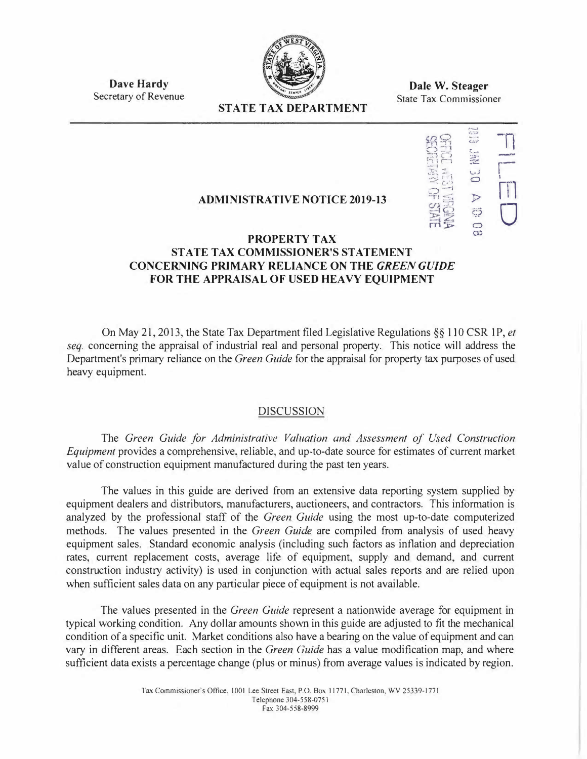**Dave Hardy**
Secretary of Revenue

**STATE TAX DEPARTMENT**

**Dale W. Steager**
State Tax Commissioner

FILED

2019 JAN 30 A 10: 08

OFFICE WEST VIRGINIA SECRETARY OF STATE

## ADMINISTRATIVE NOTICE 2019-13

## PROPERTY TAX
## STATE TAX COMMISSIONER'S STATEMENT CONCERNING PRIMARY RELIANCE ON THE *GREEN GUIDE* FOR THE APPRAISAL OF USED HEAVY EQUIPMENT

On May 21, 2013, the State Tax Department filed Legislative Regulations §§ 110 CSR 1P, *et seq.* concerning the appraisal of industrial real and personal property. This notice will address the Department's primary reliance on the *Green Guide* for the appraisal for property tax purposes of used heavy equipment.

### DISCUSSION

The *Green Guide for Administrative Valuation and Assessment of Used Construction Equipment* provides a comprehensive, reliable, and up-to-date source for estimates of current market value of construction equipment manufactured during the past ten years.

The values in this guide are derived from an extensive data reporting system supplied by equipment dealers and distributors, manufacturers, auctioneers, and contractors. This information is analyzed by the professional staff of the *Green Guide* using the most up-to-date computerized methods. The values presented in the *Green Guide* are compiled from analysis of used heavy equipment sales. Standard economic analysis (including such factors as inflation and depreciation rates, current replacement costs, average life of equipment, supply and demand, and current construction industry activity) is used in conjunction with actual sales reports and are relied upon when sufficient sales data on any particular piece of equipment is not available.

The values presented in the *Green Guide* represent a nationwide average for equipment in typical working condition. Any dollar amounts shown in this guide are adjusted to fit the mechanical condition of a specific unit. Market conditions also have a bearing on the value of equipment and can vary in different areas. Each section in the *Green Guide* has a value modification map, and where sufficient data exists a percentage change (plus or minus) from average values is indicated by region.

Tax Commissioner's Office, 1001 Lee Street East, P.O. Box 11771, Charleston, WV 25339-1771
Telephone 304-558-0751
Fax 304-558-8999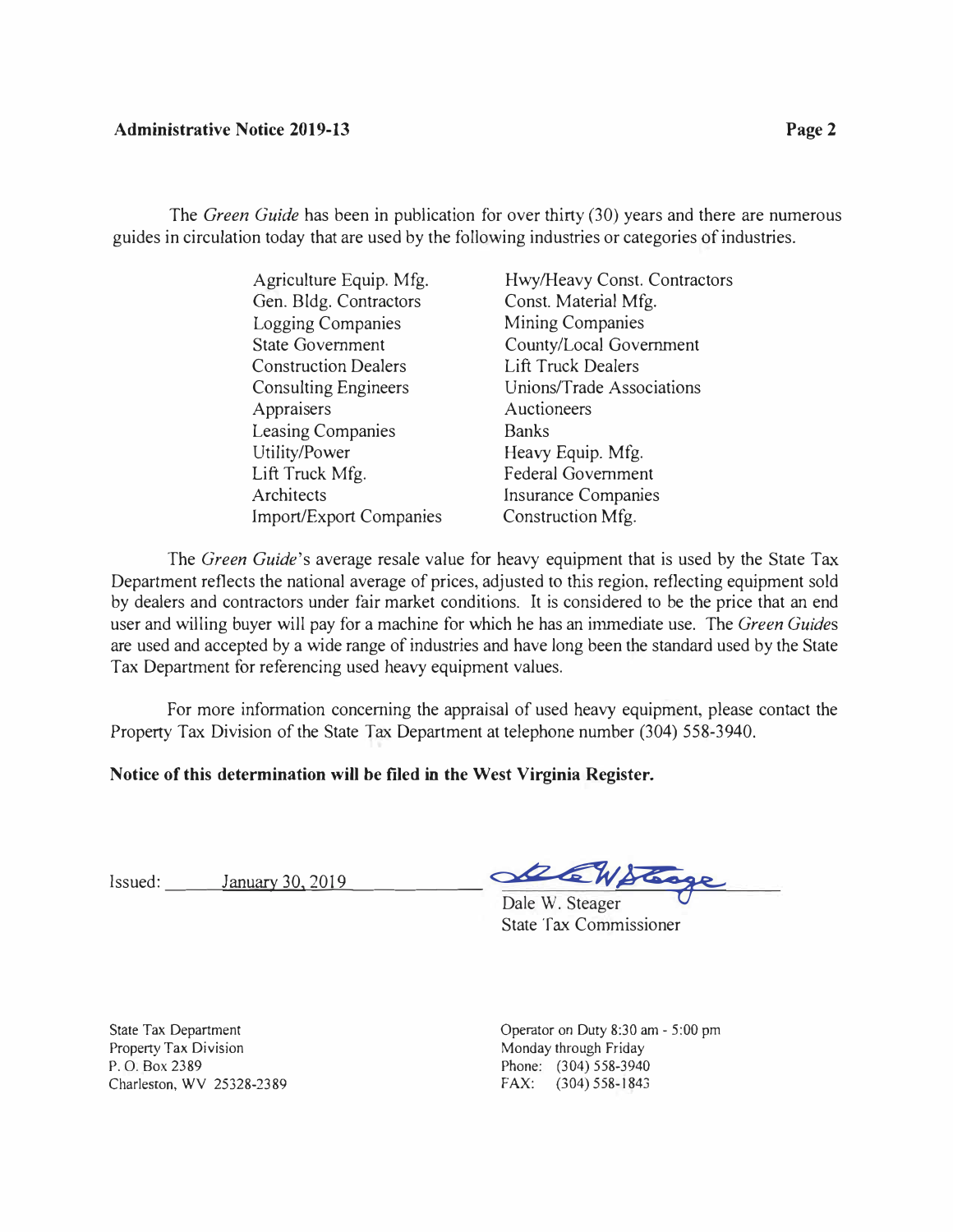The *Green Guide* has been in publication for over thirty (30) years and there are numerous guides in circulation today that are used by the following industries or categories of industries.

| | |
|---|---|
| Agriculture Equip. Mfg. | Hwy/Heavy Const. Contractors |
| Gen. Bldg. Contractors | Const. Material Mfg. |
| Logging Companies | Mining Companies |
| State Government | County/Local Government |
| Construction Dealers | Lift Truck Dealers |
| Consulting Engineers | Unions/Trade Associations |
| Appraisers | Auctioneers |
| Leasing Companies | Banks |
| Utility/Power | Heavy Equip. Mfg. |
| Lift Truck Mfg. | Federal Government |
| Architects | Insurance Companies |
| Import/Export Companies | Construction Mfg. |

The *Green Guide*'s average resale value for heavy equipment that is used by the State Tax Department reflects the national average of prices, adjusted to this region, reflecting equipment sold by dealers and contractors under fair market conditions. It is considered to be the price that an end user and willing buyer will pay for a machine for which he has an immediate use. The *Green Guides* are used and accepted by a wide range of industries and have long been the standard used by the State Tax Department for referencing used heavy equipment values.

For more information concerning the appraisal of used heavy equipment, please contact the Property Tax Division of the State Tax Department at telephone number (304) 558-3940.

**Notice of this determination will be filed in the West Virginia Register.**

Issued: January 30, 2019

Dale W. Steager
State Tax Commissioner

State Tax Department
Property Tax Division
P. O. Box 2389
Charleston, WV 25328-2389

Operator on Duty 8:30 am - 5:00 pm
Monday through Friday
Phone: (304) 558-3940
FAX: (304) 558-1843